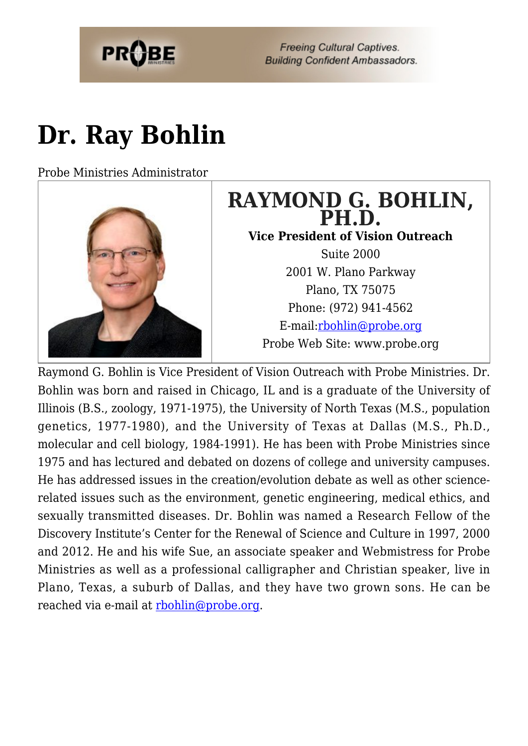# Dr. Ray Bohlin

Probe Ministries Administrator

| | **RAYMOND G. BOHLIN, PH.D.**<br>**Vice President of Vision Outreach**<br>Suite 2000<br>2001 W. Plano Parkway<br>Plano, TX 75075<br>Phone: (972) 941-4562<br>E-mail:rbohlin@probe.org<br>Probe Web Site: www.probe.org |
|---|---|

Raymond G. Bohlin is Vice President of Vision Outreach with Probe Ministries. Dr. Bohlin was born and raised in Chicago, IL and is a graduate of the University of Illinois (B.S., zoology, 1971-1975), the University of North Texas (M.S., population genetics, 1977-1980), and the University of Texas at Dallas (M.S., Ph.D., molecular and cell biology, 1984-1991). He has been with Probe Ministries since 1975 and has lectured and debated on dozens of college and university campuses. He has addressed issues in the creation/evolution debate as well as other science-related issues such as the environment, genetic engineering, medical ethics, and sexually transmitted diseases. Dr. Bohlin was named a Research Fellow of the Discovery Institute's Center for the Renewal of Science and Culture in 1997, 2000 and 2012. He and his wife Sue, an associate speaker and Webmistress for Probe Ministries as well as a professional calligrapher and Christian speaker, live in Plano, Texas, a suburb of Dallas, and they have two grown sons. He can be reached via e-mail at rbohlin@probe.org.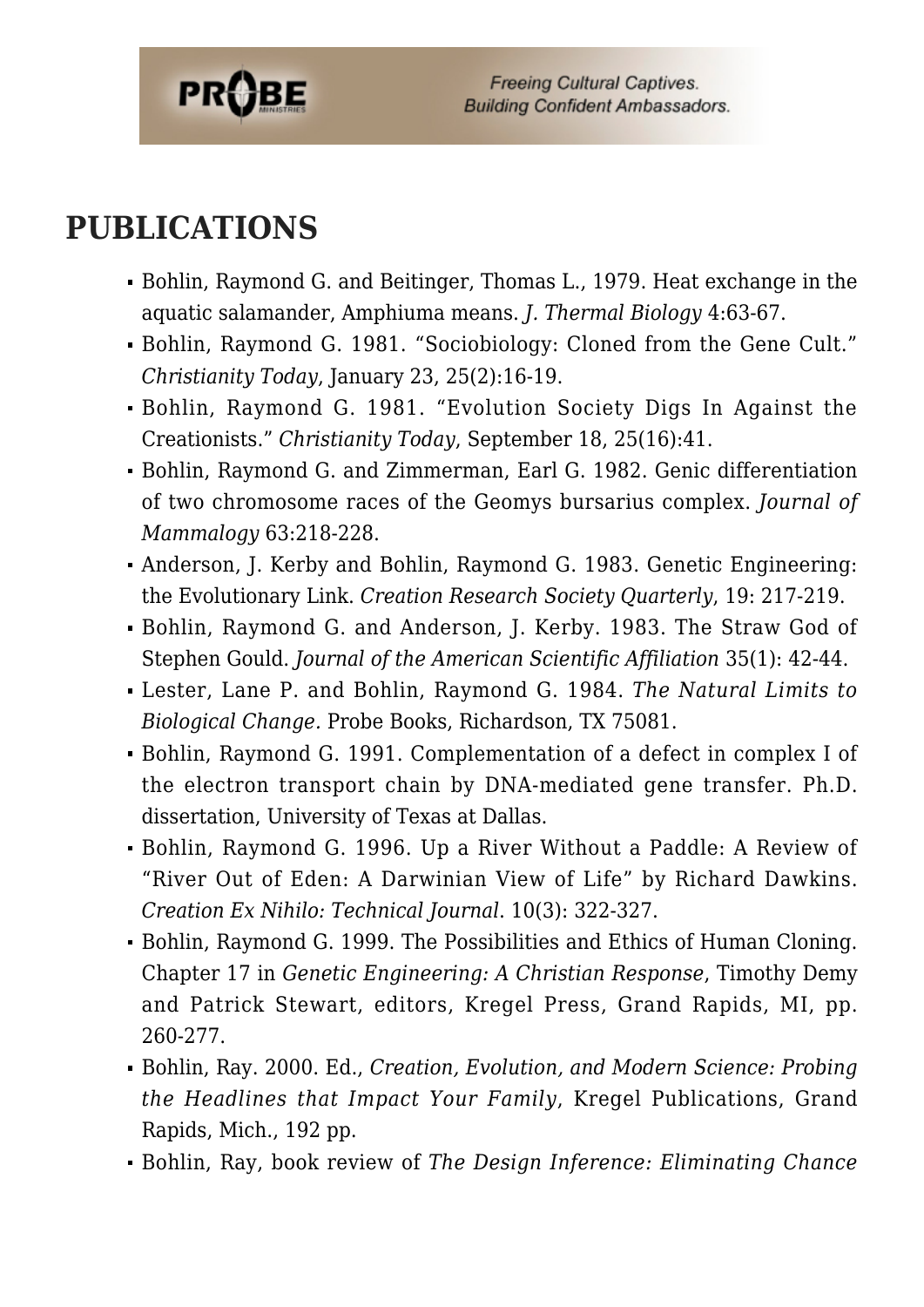## PUBLICATIONS

- Bohlin, Raymond G. and Beitinger, Thomas L., 1979. Heat exchange in the aquatic salamander, Amphiuma means. *J. Thermal Biology* 4:63-67.
- Bohlin, Raymond G. 1981. "Sociobiology: Cloned from the Gene Cult." *Christianity Today*, January 23, 25(2):16-19.
- Bohlin, Raymond G. 1981. "Evolution Society Digs In Against the Creationists." *Christianity Today*, September 18, 25(16):41.
- Bohlin, Raymond G. and Zimmerman, Earl G. 1982. Genic differentiation of two chromosome races of the Geomys bursarius complex. *Journal of Mammalogy* 63:218-228.
- Anderson, J. Kerby and Bohlin, Raymond G. 1983. Genetic Engineering: the Evolutionary Link. *Creation Research Society Quarterly*, 19: 217-219.
- Bohlin, Raymond G. and Anderson, J. Kerby. 1983. The Straw God of Stephen Gould. *Journal of the American Scientific Affiliation* 35(1): 42-44.
- Lester, Lane P. and Bohlin, Raymond G. 1984. *The Natural Limits to Biological Change.* Probe Books, Richardson, TX 75081.
- Bohlin, Raymond G. 1991. Complementation of a defect in complex I of the electron transport chain by DNA-mediated gene transfer. Ph.D. dissertation, University of Texas at Dallas.
- Bohlin, Raymond G. 1996. Up a River Without a Paddle: A Review of "River Out of Eden: A Darwinian View of Life" by Richard Dawkins. *Creation Ex Nihilo: Technical Journal*. 10(3): 322-327.
- Bohlin, Raymond G. 1999. The Possibilities and Ethics of Human Cloning. Chapter 17 in *Genetic Engineering: A Christian Response*, Timothy Demy and Patrick Stewart, editors, Kregel Press, Grand Rapids, MI, pp. 260-277.
- Bohlin, Ray. 2000. Ed., *Creation, Evolution, and Modern Science: Probing the Headlines that Impact Your Family*, Kregel Publications, Grand Rapids, Mich., 192 pp.
- Bohlin, Ray, book review of *The Design Inference: Eliminating Chance*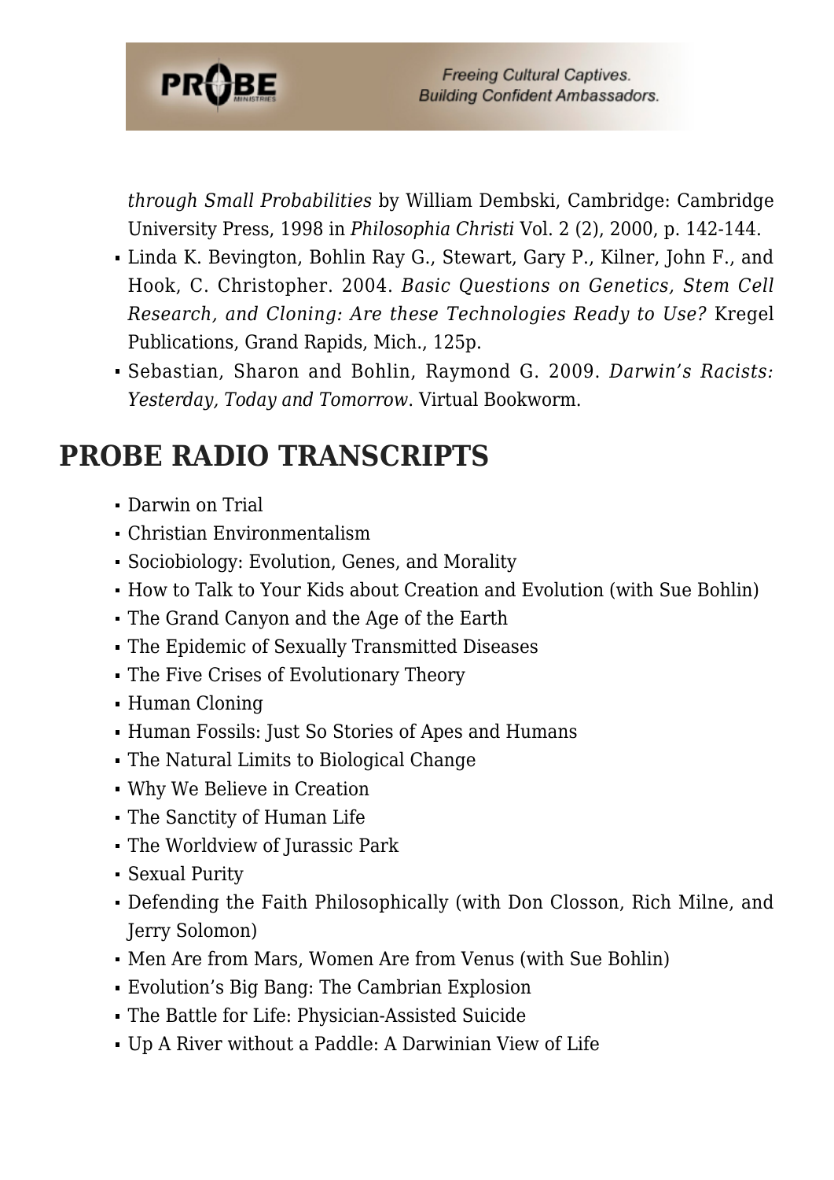*through Small Probabilities* by William Dembski, Cambridge: Cambridge University Press, 1998 in *Philosophia Christi* Vol. 2 (2), 2000, p. 142-144.

- Linda K. Bevington, Bohlin Ray G., Stewart, Gary P., Kilner, John F., and Hook, C. Christopher. 2004. *Basic Questions on Genetics, Stem Cell Research, and Cloning: Are these Technologies Ready to Use?* Kregel Publications, Grand Rapids, Mich., 125p.
- Sebastian, Sharon and Bohlin, Raymond G. 2009. *Darwin's Racists: Yesterday, Today and Tomorrow*. Virtual Bookworm.

## PROBE RADIO TRANSCRIPTS

- Darwin on Trial
- Christian Environmentalism
- Sociobiology: Evolution, Genes, and Morality
- How to Talk to Your Kids about Creation and Evolution (with Sue Bohlin)
- The Grand Canyon and the Age of the Earth
- The Epidemic of Sexually Transmitted Diseases
- The Five Crises of Evolutionary Theory
- Human Cloning
- Human Fossils: Just So Stories of Apes and Humans
- The Natural Limits to Biological Change
- Why We Believe in Creation
- The Sanctity of Human Life
- The Worldview of Jurassic Park
- Sexual Purity
- Defending the Faith Philosophically (with Don Closson, Rich Milne, and Jerry Solomon)
- Men Are from Mars, Women Are from Venus (with Sue Bohlin)
- Evolution's Big Bang: The Cambrian Explosion
- The Battle for Life: Physician-Assisted Suicide
- Up A River without a Paddle: A Darwinian View of Life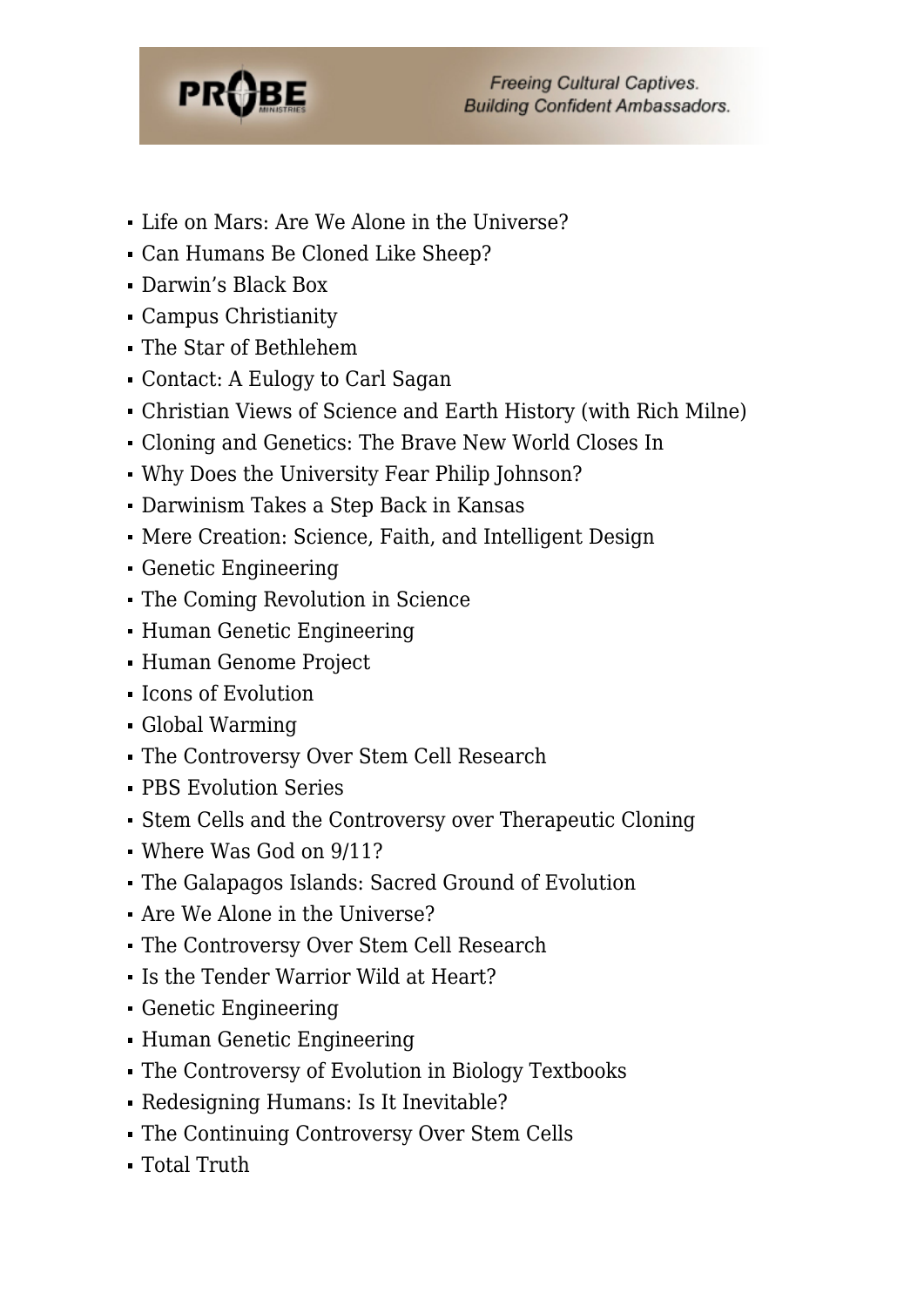- Life on Mars: Are We Alone in the Universe?
- Can Humans Be Cloned Like Sheep?
- Darwin's Black Box
- Campus Christianity
- The Star of Bethlehem
- Contact: A Eulogy to Carl Sagan
- Christian Views of Science and Earth History (with Rich Milne)
- Cloning and Genetics: The Brave New World Closes In
- Why Does the University Fear Philip Johnson?
- Darwinism Takes a Step Back in Kansas
- Mere Creation: Science, Faith, and Intelligent Design
- Genetic Engineering
- The Coming Revolution in Science
- Human Genetic Engineering
- Human Genome Project
- Icons of Evolution
- Global Warming
- The Controversy Over Stem Cell Research
- PBS Evolution Series
- Stem Cells and the Controversy over Therapeutic Cloning
- Where Was God on 9/11?
- The Galapagos Islands: Sacred Ground of Evolution
- Are We Alone in the Universe?
- The Controversy Over Stem Cell Research
- Is the Tender Warrior Wild at Heart?
- Genetic Engineering
- Human Genetic Engineering
- The Controversy of Evolution in Biology Textbooks
- Redesigning Humans: Is It Inevitable?
- The Continuing Controversy Over Stem Cells
- Total Truth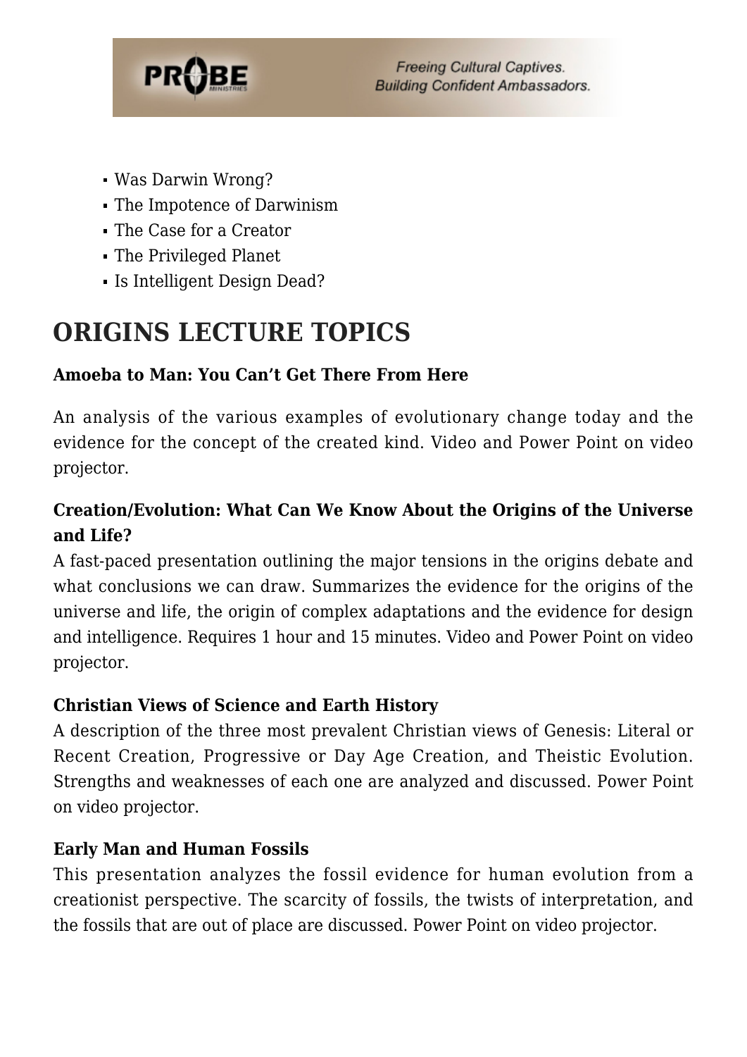- Was Darwin Wrong?
- The Impotence of Darwinism
- The Case for a Creator
- The Privileged Planet
- Is Intelligent Design Dead?

## ORIGINS LECTURE TOPICS

**Amoeba to Man: You Can't Get There From Here**

An analysis of the various examples of evolutionary change today and the evidence for the concept of the created kind. Video and Power Point on video projector.

**Creation/Evolution: What Can We Know About the Origins of the Universe and Life?**
A fast-paced presentation outlining the major tensions in the origins debate and what conclusions we can draw. Summarizes the evidence for the origins of the universe and life, the origin of complex adaptations and the evidence for design and intelligence. Requires 1 hour and 15 minutes. Video and Power Point on video projector.

**Christian Views of Science and Earth History**
A description of the three most prevalent Christian views of Genesis: Literal or Recent Creation, Progressive or Day Age Creation, and Theistic Evolution. Strengths and weaknesses of each one are analyzed and discussed. Power Point on video projector.

**Early Man and Human Fossils**
This presentation analyzes the fossil evidence for human evolution from a creationist perspective. The scarcity of fossils, the twists of interpretation, and the fossils that are out of place are discussed. Power Point on video projector.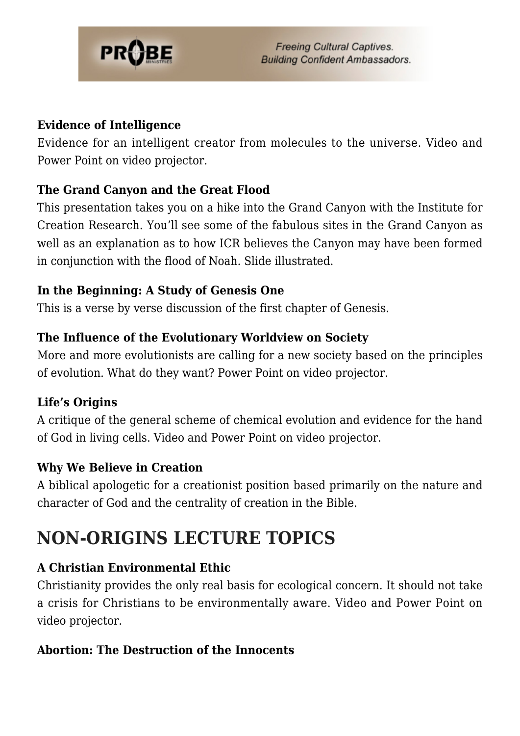**Evidence of Intelligence**
Evidence for an intelligent creator from molecules to the universe. Video and Power Point on video projector.

**The Grand Canyon and the Great Flood**
This presentation takes you on a hike into the Grand Canyon with the Institute for Creation Research. You'll see some of the fabulous sites in the Grand Canyon as well as an explanation as to how ICR believes the Canyon may have been formed in conjunction with the flood of Noah. Slide illustrated.

**In the Beginning: A Study of Genesis One**
This is a verse by verse discussion of the first chapter of Genesis.

**The Influence of the Evolutionary Worldview on Society**
More and more evolutionists are calling for a new society based on the principles of evolution. What do they want? Power Point on video projector.

**Life's Origins**
A critique of the general scheme of chemical evolution and evidence for the hand of God in living cells. Video and Power Point on video projector.

**Why We Believe in Creation**
A biblical apologetic for a creationist position based primarily on the nature and character of God and the centrality of creation in the Bible.

## NON-ORIGINS LECTURE TOPICS

**A Christian Environmental Ethic**
Christianity provides the only real basis for ecological concern. It should not take a crisis for Christians to be environmentally aware. Video and Power Point on video projector.

**Abortion: The Destruction of the Innocents**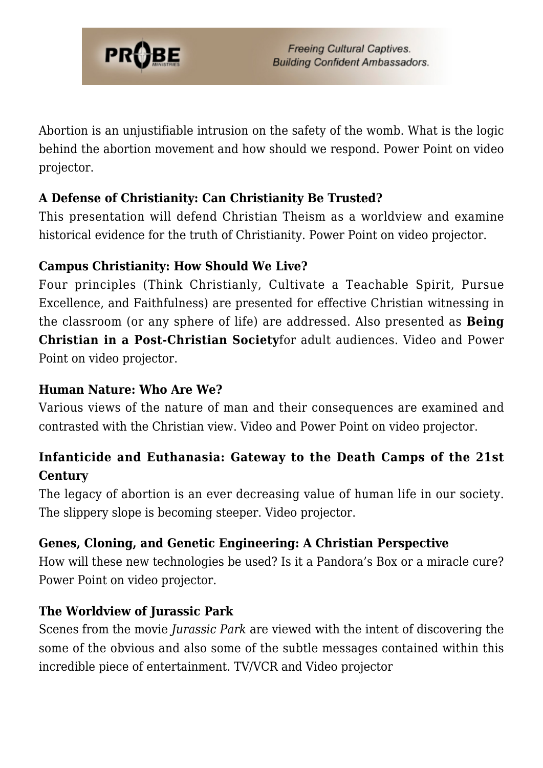Abortion is an unjustifiable intrusion on the safety of the womb. What is the logic behind the abortion movement and how should we respond. Power Point on video projector.

**A Defense of Christianity: Can Christianity Be Trusted?**
This presentation will defend Christian Theism as a worldview and examine historical evidence for the truth of Christianity. Power Point on video projector.

**Campus Christianity: How Should We Live?**
Four principles (Think Christianly, Cultivate a Teachable Spirit, Pursue Excellence, and Faithfulness) are presented for effective Christian witnessing in the classroom (or any sphere of life) are addressed. Also presented as **Being Christian in a Post-Christian Society**for adult audiences. Video and Power Point on video projector.

**Human Nature: Who Are We?**
Various views of the nature of man and their consequences are examined and contrasted with the Christian view. Video and Power Point on video projector.

**Infanticide and Euthanasia: Gateway to the Death Camps of the 21st Century**
The legacy of abortion is an ever decreasing value of human life in our society. The slippery slope is becoming steeper. Video projector.

**Genes, Cloning, and Genetic Engineering: A Christian Perspective**
How will these new technologies be used? Is it a Pandora's Box or a miracle cure? Power Point on video projector.

**The Worldview of Jurassic Park**
Scenes from the movie *Jurassic Park* are viewed with the intent of discovering the some of the obvious and also some of the subtle messages contained within this incredible piece of entertainment. TV/VCR and Video projector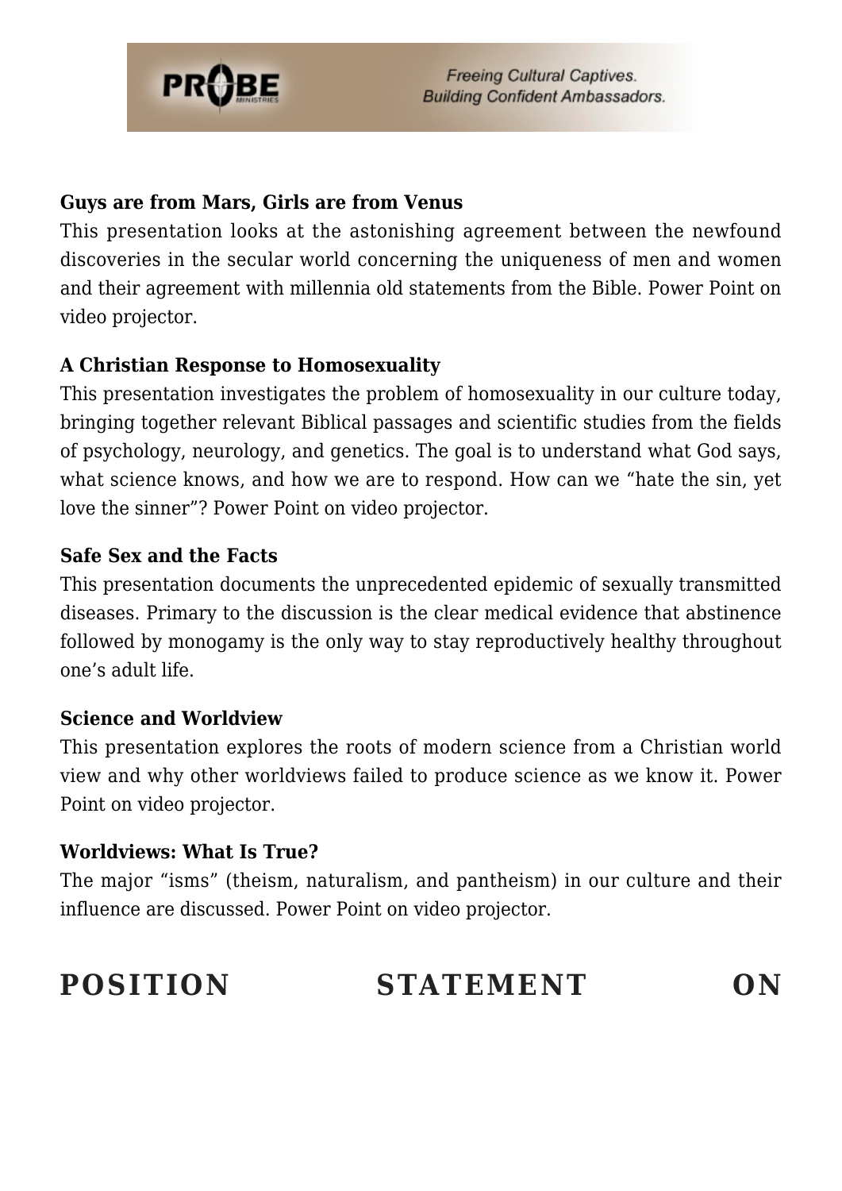**Guys are from Mars, Girls are from Venus**
This presentation looks at the astonishing agreement between the newfound discoveries in the secular world concerning the uniqueness of men and women and their agreement with millennia old statements from the Bible. Power Point on video projector.

**A Christian Response to Homosexuality**
This presentation investigates the problem of homosexuality in our culture today, bringing together relevant Biblical passages and scientific studies from the fields of psychology, neurology, and genetics. The goal is to understand what God says, what science knows, and how we are to respond. How can we "hate the sin, yet love the sinner"? Power Point on video projector.

**Safe Sex and the Facts**
This presentation documents the unprecedented epidemic of sexually transmitted diseases. Primary to the discussion is the clear medical evidence that abstinence followed by monogamy is the only way to stay reproductively healthy throughout one's adult life.

**Science and Worldview**
This presentation explores the roots of modern science from a Christian world view and why other worldviews failed to produce science as we know it. Power Point on video projector.

**Worldviews: What Is True?**
The major "isms" (theism, naturalism, and pantheism) in our culture and their influence are discussed. Power Point on video projector.

# POSITION STATEMENT ON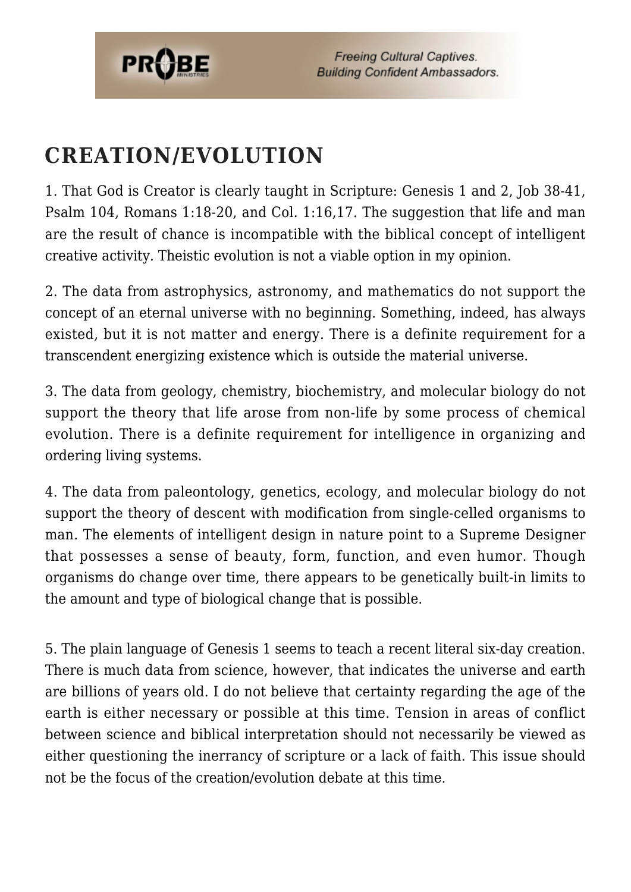## CREATION/EVOLUTION

1. That God is Creator is clearly taught in Scripture: Genesis 1 and 2, Job 38-41, Psalm 104, Romans 1:18-20, and Col. 1:16,17. The suggestion that life and man are the result of chance is incompatible with the biblical concept of intelligent creative activity. Theistic evolution is not a viable option in my opinion.

2. The data from astrophysics, astronomy, and mathematics do not support the concept of an eternal universe with no beginning. Something, indeed, has always existed, but it is not matter and energy. There is a definite requirement for a transcendent energizing existence which is outside the material universe.

3. The data from geology, chemistry, biochemistry, and molecular biology do not support the theory that life arose from non-life by some process of chemical evolution. There is a definite requirement for intelligence in organizing and ordering living systems.

4. The data from paleontology, genetics, ecology, and molecular biology do not support the theory of descent with modification from single-celled organisms to man. The elements of intelligent design in nature point to a Supreme Designer that possesses a sense of beauty, form, function, and even humor. Though organisms do change over time, there appears to be genetically built-in limits to the amount and type of biological change that is possible.

5. The plain language of Genesis 1 seems to teach a recent literal six-day creation. There is much data from science, however, that indicates the universe and earth are billions of years old. I do not believe that certainty regarding the age of the earth is either necessary or possible at this time. Tension in areas of conflict between science and biblical interpretation should not necessarily be viewed as either questioning the inerrancy of scripture or a lack of faith. This issue should not be the focus of the creation/evolution debate at this time.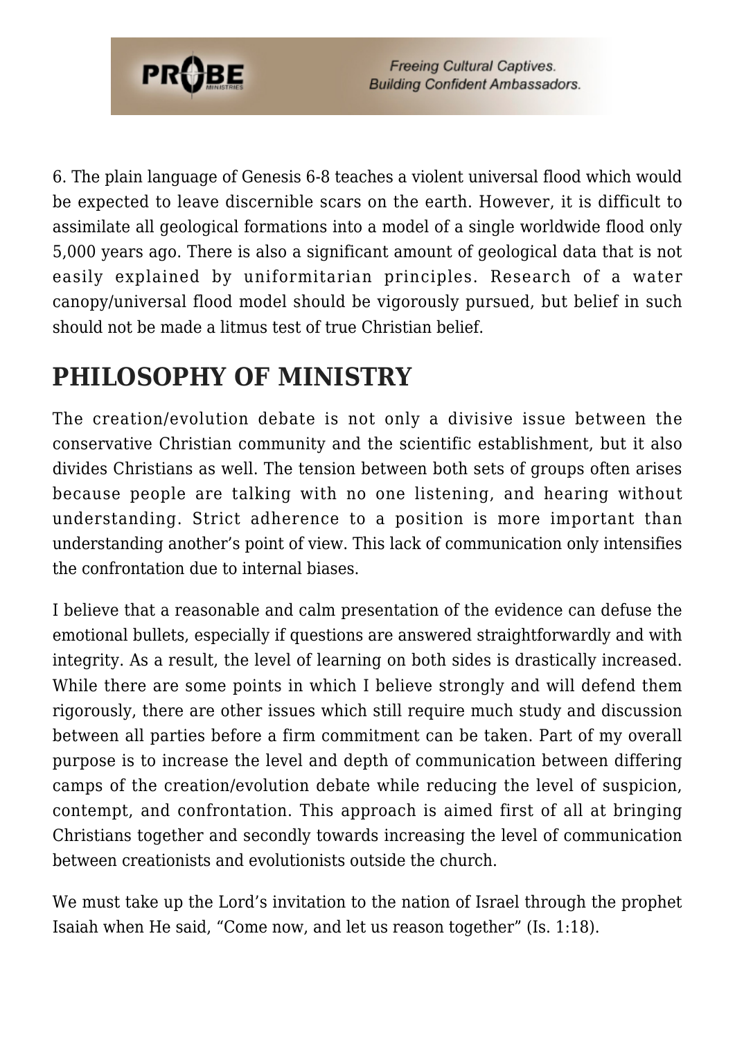6. The plain language of Genesis 6-8 teaches a violent universal flood which would be expected to leave discernible scars on the earth. However, it is difficult to assimilate all geological formations into a model of a single worldwide flood only 5,000 years ago. There is also a significant amount of geological data that is not easily explained by uniformitarian principles. Research of a water canopy/universal flood model should be vigorously pursued, but belief in such should not be made a litmus test of true Christian belief.

## PHILOSOPHY OF MINISTRY

The creation/evolution debate is not only a divisive issue between the conservative Christian community and the scientific establishment, but it also divides Christians as well. The tension between both sets of groups often arises because people are talking with no one listening, and hearing without understanding. Strict adherence to a position is more important than understanding another's point of view. This lack of communication only intensifies the confrontation due to internal biases.

I believe that a reasonable and calm presentation of the evidence can defuse the emotional bullets, especially if questions are answered straightforwardly and with integrity. As a result, the level of learning on both sides is drastically increased. While there are some points in which I believe strongly and will defend them rigorously, there are other issues which still require much study and discussion between all parties before a firm commitment can be taken. Part of my overall purpose is to increase the level and depth of communication between differing camps of the creation/evolution debate while reducing the level of suspicion, contempt, and confrontation. This approach is aimed first of all at bringing Christians together and secondly towards increasing the level of communication between creationists and evolutionists outside the church.

We must take up the Lord's invitation to the nation of Israel through the prophet Isaiah when He said, "Come now, and let us reason together" (Is. 1:18).